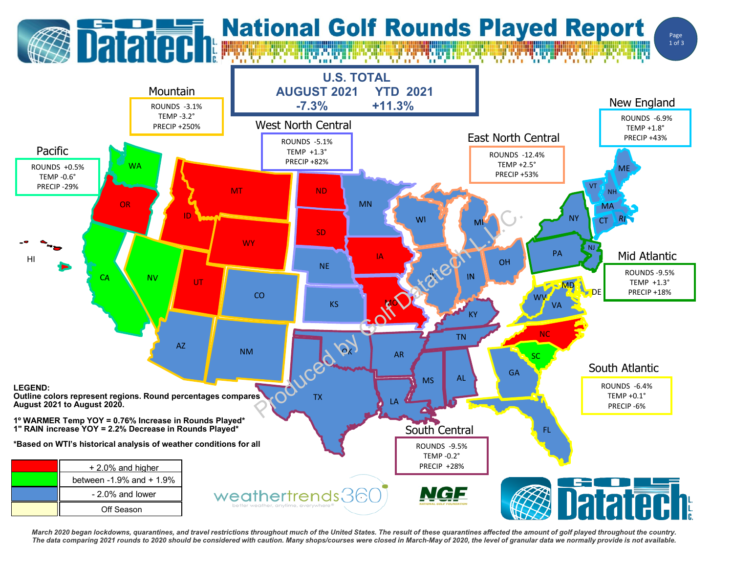# National Golf Rounds Played Report

## U.S. TOTAL

| AUGUST 2021 | YTD 2021 |
|---|---|
| -7.3% | +11.3% |

### Mountain
ROUNDS -3.1%
TEMP -3.2°
PRECIP +250%

### West North Central
ROUNDS -5.1%
TEMP +1.3°
PRECIP +82%

### East North Central
ROUNDS -12.4%
TEMP +2.5°
PRECIP +53%

### New England
ROUNDS -6.9%
TEMP +1.8°
PRECIP +43%

### Pacific
ROUNDS +0.5%
TEMP -0.6°
PRECIP -29%

### Mid Atlantic
ROUNDS -9.5%
TEMP +1.3°
PRECIP +18%

### South Atlantic
ROUNDS -6.4%
TEMP +0.1°
PRECIP -6%

### South Central
ROUNDS -9.5%
TEMP -0.2°
PRECIP +28%

**LEGEND:**
**Outline colors represent regions. Round percentages compares August 2021 to August 2020.**

**1° WARMER Temp YOY = 0.76% Increase in Rounds Played\***
**1" RAIN increase YOY = 2.2% Decrease in Rounds Played\***

**\*Based on WTI's historical analysis of weather conditions for all**

| Color | Range |
|---|---|
| Red | + 2.0% and higher |
| Green | between -1.9% and + 1.9% |
| Blue | - 2.0% and lower |
| Light yellow | Off Season |

*March 2020 began lockdowns, quarantines, and travel restrictions throughout much of the United States. The result of these quarantines affected the amount of golf played throughout the country. The data comparing 2021 rounds to 2020 should be considered with caution. Many shops/courses were closed in March-May of 2020, the level of granular data we normally provide is not available.*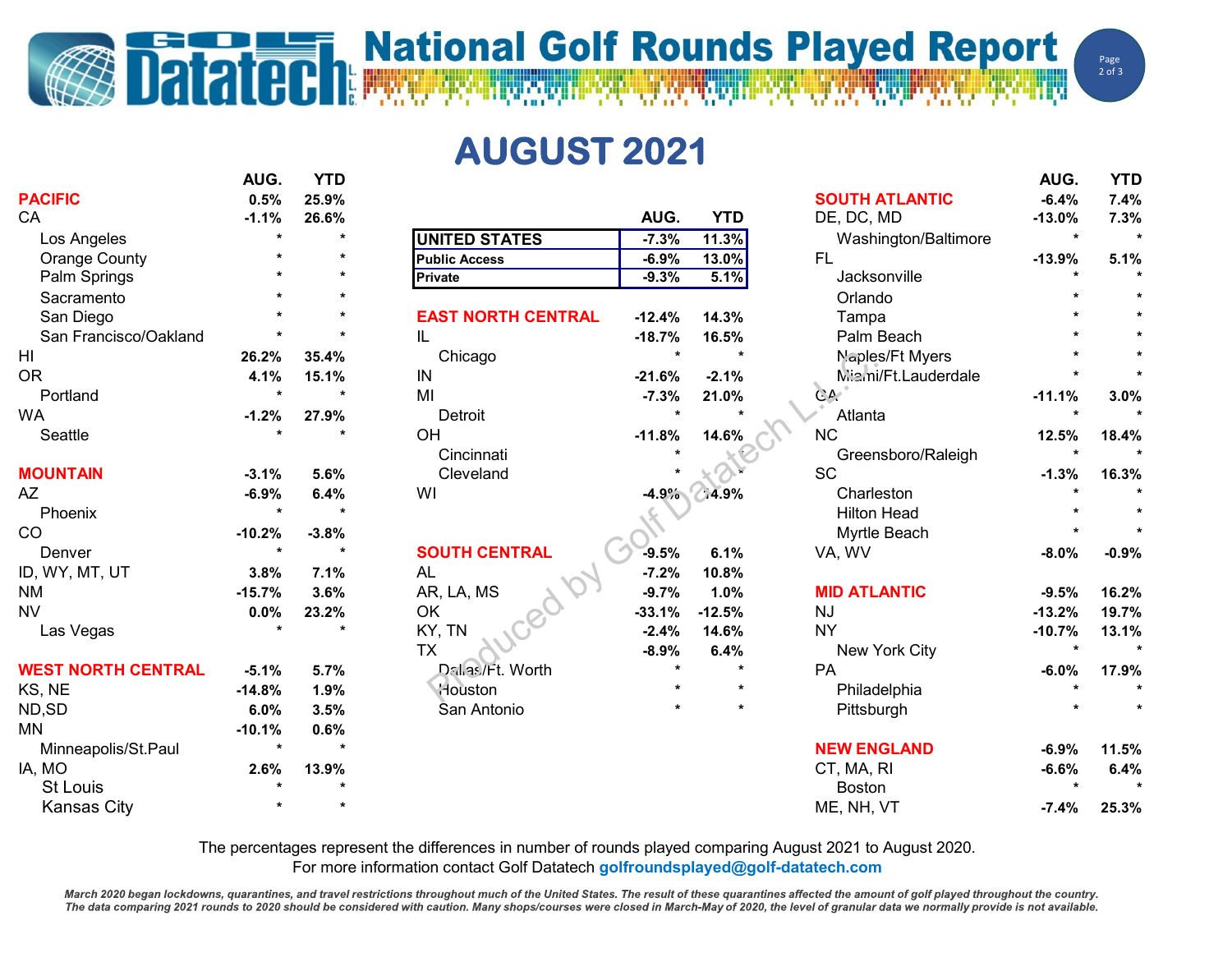# National Golf Rounds Played Report

## AUGUST 2021

| | AUG. | YTD |
|---|---|---|
| **UNITED STATES** | -7.3% | 11.3% |
| **Public Access** | -6.9% | 13.0% |
| **Private** | -9.3% | 5.1% |

| | AUG. | YTD |
|---|---|---|
| **PACIFIC** | 0.5% | 25.9% |
| CA | -1.1% | 26.6% |
| Los Angeles | * | * |
| Orange County | * | * |
| Palm Springs | * | * |
| Sacramento | * | * |
| San Diego | * | * |
| San Francisco/Oakland | * | * |
| HI | 26.2% | 35.4% |
| OR | 4.1% | 15.1% |
| Portland | * | * |
| WA | -1.2% | 27.9% |
| Seattle | * | * |
| **MOUNTAIN** | -3.1% | 5.6% |
| AZ | -6.9% | 6.4% |
| Phoenix | * | * |
| CO | -10.2% | -3.8% |
| Denver | * | * |
| ID, WY, MT, UT | 3.8% | 7.1% |
| NM | -15.7% | 3.6% |
| NV | 0.0% | 23.2% |
| Las Vegas | * | * |
| **WEST NORTH CENTRAL** | -5.1% | 5.7% |
| KS, NE | -14.8% | 1.9% |
| ND,SD | 6.0% | 3.5% |
| MN | -10.1% | 0.6% |
| Minneapolis/St.Paul | * | * |
| IA, MO | 2.6% | 13.9% |
| St Louis | * | * |
| Kansas City | * | * |

| | AUG. | YTD |
|---|---|---|
| **EAST NORTH CENTRAL** | -12.4% | 14.3% |
| IL | -18.7% | 16.5% |
| Chicago | * | * |
| IN | -21.6% | -2.1% |
| MI | -7.3% | 21.0% |
| Detroit | * | * |
| OH | -11.8% | 14.6% |
| Cincinnati | * | * |
| Cleveland | * | * |
| WI | -4.9% | 14.9% |
| **SOUTH CENTRAL** | -9.5% | 6.1% |
| AL | -7.2% | 10.8% |
| AR, LA, MS | -9.7% | 1.0% |
| OK | -33.1% | -12.5% |
| KY, TN | -2.4% | 14.6% |
| TX | -8.9% | 6.4% |
| Dallas/Ft. Worth | * | * |
| Houston | * | * |
| San Antonio | * | * |

| | AUG. | YTD |
|---|---|---|
| **SOUTH ATLANTIC** | -6.4% | 7.4% |
| DE, DC, MD | -13.0% | 7.3% |
| Washington/Baltimore | * | * |
| FL | -13.9% | 5.1% |
| Jacksonville | * | * |
| Orlando | * | * |
| Tampa | * | * |
| Palm Beach | * | * |
| Naples/Ft Myers | * | * |
| Miami/Ft.Lauderdale | * | * |
| GA | -11.1% | 3.0% |
| Atlanta | * | * |
| NC | 12.5% | 18.4% |
| Greensboro/Raleigh | * | * |
| SC | -1.3% | 16.3% |
| Charleston | * | * |
| Hilton Head | * | * |
| Myrtle Beach | * | * |
| VA, WV | -8.0% | -0.9% |
| **MID ATLANTIC** | -9.5% | 16.2% |
| NJ | -13.2% | 19.7% |
| NY | -10.7% | 13.1% |
| New York City | * | * |
| PA | -6.0% | 17.9% |
| Philadelphia | * | * |
| Pittsburgh | * | * |
| **NEW ENGLAND** | -6.9% | 11.5% |
| CT, MA, RI | -6.6% | 6.4% |
| Boston | * | * |
| ME, NH, VT | -7.4% | 25.3% |

The percentages represent the differences in number of rounds played comparing August 2021 to August 2020.
For more information contact Golf Datatech golfroundsplayed@golf-datatech.com

*March 2020 began lockdowns, quarantines, and travel restrictions throughout much of the United States. The result of these quarantines affected the amount of golf played throughout the country. The data comparing 2021 rounds to 2020 should be considered with caution. Many shops/courses were closed in March-May of 2020, the level of granular data we normally provide is not available.*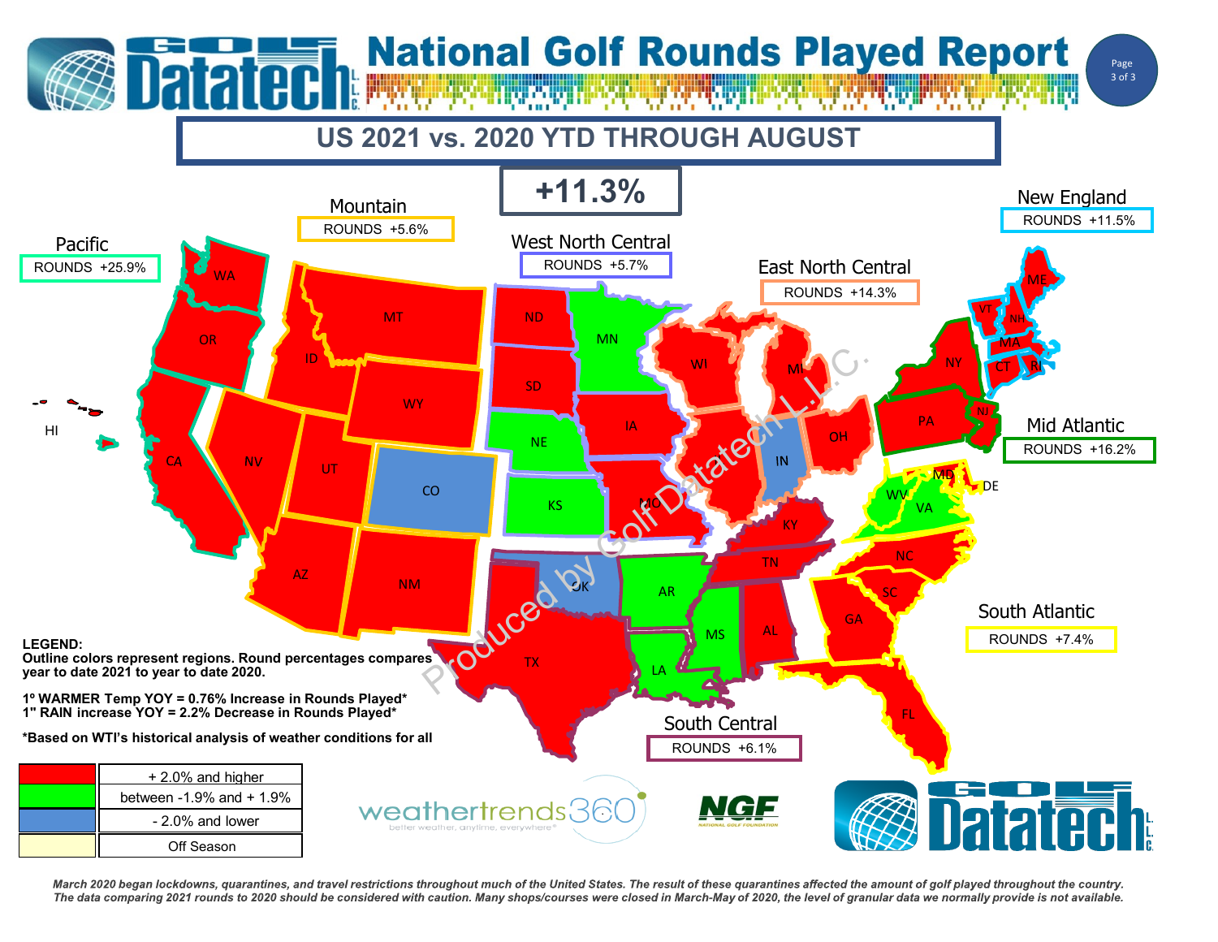# National Golf Rounds Played Report

## US 2021 vs. 2020 YTD THROUGH AUGUST

**+11.3%**

Pacific
ROUNDS +25.9%

Mountain
ROUNDS +5.6%

West North Central
ROUNDS +5.7%

East North Central
ROUNDS +14.3%

New England
ROUNDS +11.5%

Mid Atlantic
ROUNDS +16.2%

South Atlantic
ROUNDS +7.4%

South Central
ROUNDS +6.1%

WA OR CA HI MT ID WY NV UT CO AZ NM ND SD NE KS MN IA MO WI MI IL IN OH KY TN MS AL AR LA OK TX NY PA NJ DE MD WV VA NC SC GA FL ME VT NH MA CT RI

Produced by Golf Datatech L.L.C.

**LEGEND:**
**Outline colors represent regions. Round percentages compares year to date 2021 to year to date 2020.**

**1° WARMER Temp YOY = 0.76% Increase in Rounds Played***
**1" RAIN increase YOY = 2.2% Decrease in Rounds Played***

***Based on WTI's historical analysis of weather conditions for all**

| Color | Range |
|---|---|
| Red | + 2.0% and higher |
| Green | between -1.9% and + 1.9% |
| Blue | - 2.0% and lower |
| Light yellow | Off Season |

weathertrends360 — better weather, anytime, everywhere®

NGF — NATIONAL GOLF FOUNDATION

Golf Datatech L.L.C.

*March 2020 began lockdowns, quarantines, and travel restrictions throughout much of the United States. The result of these quarantines affected the amount of golf played throughout the country. The data comparing 2021 rounds to 2020 should be considered with caution. Many shops/courses were closed in March-May of 2020, the level of granular data we normally provide is not available.*